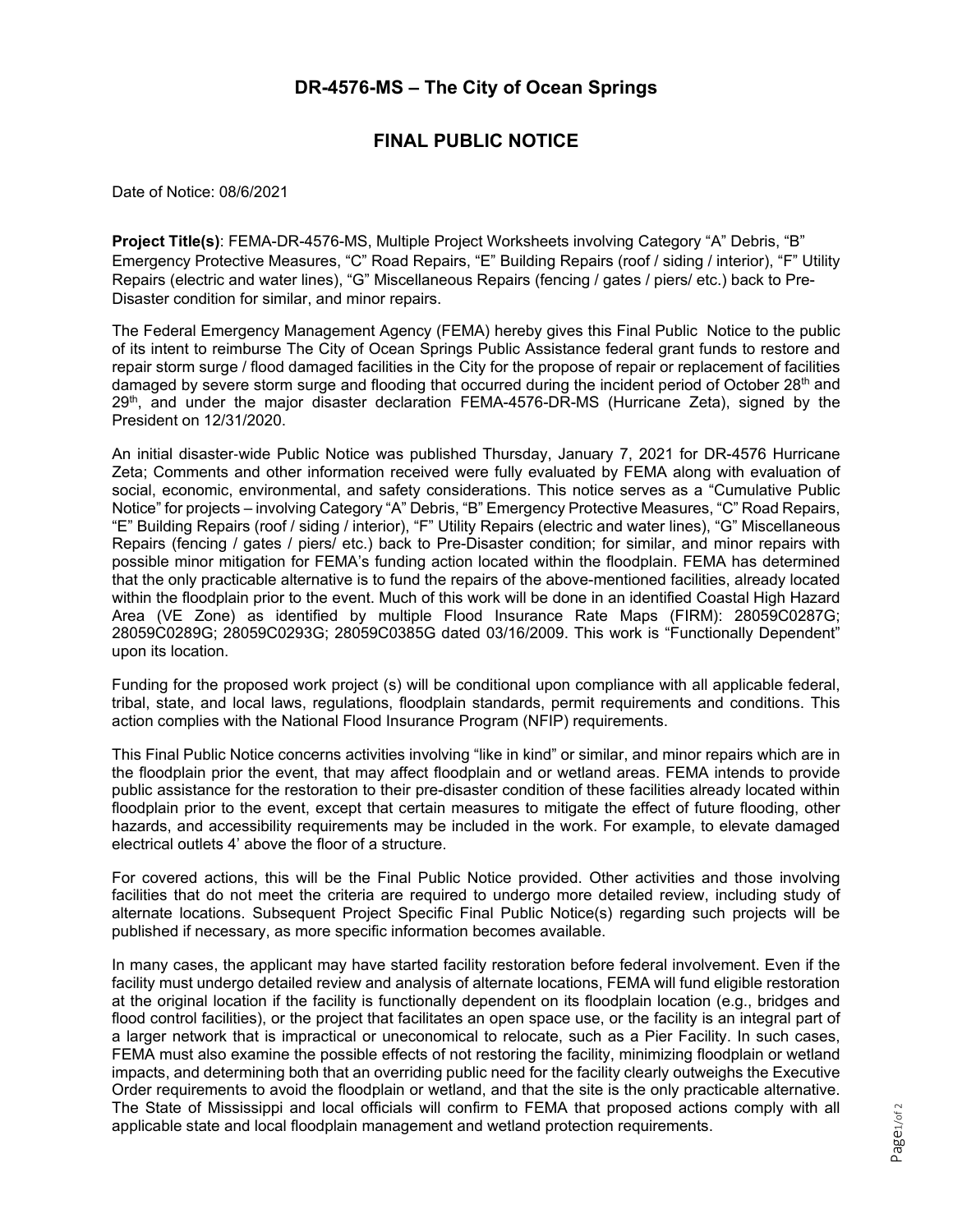## DR-4576-MS – The City of Ocean Springs

## FINAL PUBLIC NOTICE

Date of Notice: 08/6/2021

**Project Title(s)**: FEMA-DR-4576-MS, Multiple Project Worksheets involving Category "A" Debris, "B" Emergency Protective Measures, "C" Road Repairs, "E" Building Repairs (roof / siding / interior), "F" Utility Repairs (electric and water lines), "G" Miscellaneous Repairs (fencing / gates / piers/ etc.) back to Pre-Disaster condition for similar, and minor repairs.

The Federal Emergency Management Agency (FEMA) hereby gives this Final Public Notice to the public of its intent to reimburse The City of Ocean Springs Public Assistance federal grant funds to restore and repair storm surge / flood damaged facilities in the City for the propose of repair or replacement of facilities damaged by severe storm surge and flooding that occurred during the incident period of October 28th and 29th, and under the major disaster declaration FEMA-4576-DR-MS (Hurricane Zeta), signed by the President on 12/31/2020.

An initial disaster-wide Public Notice was published Thursday, January 7, 2021 for DR-4576 Hurricane Zeta; Comments and other information received were fully evaluated by FEMA along with evaluation of social, economic, environmental, and safety considerations. This notice serves as a "Cumulative Public Notice" for projects – involving Category "A" Debris, "B" Emergency Protective Measures, "C" Road Repairs, "E" Building Repairs (roof / siding / interior), "F" Utility Repairs (electric and water lines), "G" Miscellaneous Repairs (fencing / gates / piers/ etc.) back to Pre-Disaster condition; for similar, and minor repairs with possible minor mitigation for FEMA's funding action located within the floodplain. FEMA has determined that the only practicable alternative is to fund the repairs of the above-mentioned facilities, already located within the floodplain prior to the event. Much of this work will be done in an identified Coastal High Hazard Area (VE Zone) as identified by multiple Flood Insurance Rate Maps (FIRM): 28059C0287G; 28059C0289G; 28059C0293G; 28059C0385G dated 03/16/2009. This work is "Functionally Dependent" upon its location.

Funding for the proposed work project (s) will be conditional upon compliance with all applicable federal, tribal, state, and local laws, regulations, floodplain standards, permit requirements and conditions. This action complies with the National Flood Insurance Program (NFIP) requirements.

This Final Public Notice concerns activities involving "like in kind" or similar, and minor repairs which are in the floodplain prior the event, that may affect floodplain and or wetland areas. FEMA intends to provide public assistance for the restoration to their pre-disaster condition of these facilities already located within floodplain prior to the event, except that certain measures to mitigate the effect of future flooding, other hazards, and accessibility requirements may be included in the work. For example, to elevate damaged electrical outlets 4' above the floor of a structure.

For covered actions, this will be the Final Public Notice provided. Other activities and those involving facilities that do not meet the criteria are required to undergo more detailed review, including study of alternate locations. Subsequent Project Specific Final Public Notice(s) regarding such projects will be published if necessary, as more specific information becomes available.

In many cases, the applicant may have started facility restoration before federal involvement. Even if the facility must undergo detailed review and analysis of alternate locations, FEMA will fund eligible restoration at the original location if the facility is functionally dependent on its floodplain location (e.g., bridges and flood control facilities), or the project that facilitates an open space use, or the facility is an integral part of a larger network that is impractical or uneconomical to relocate, such as a Pier Facility. In such cases, FEMA must also examine the possible effects of not restoring the facility, minimizing floodplain or wetland impacts, and determining both that an overriding public need for the facility clearly outweighs the Executive Order requirements to avoid the floodplain or wetland, and that the site is the only practicable alternative. The State of Mississippi and local officials will confirm to FEMA that proposed actions comply with all applicable state and local floodplain management and wetland protection requirements.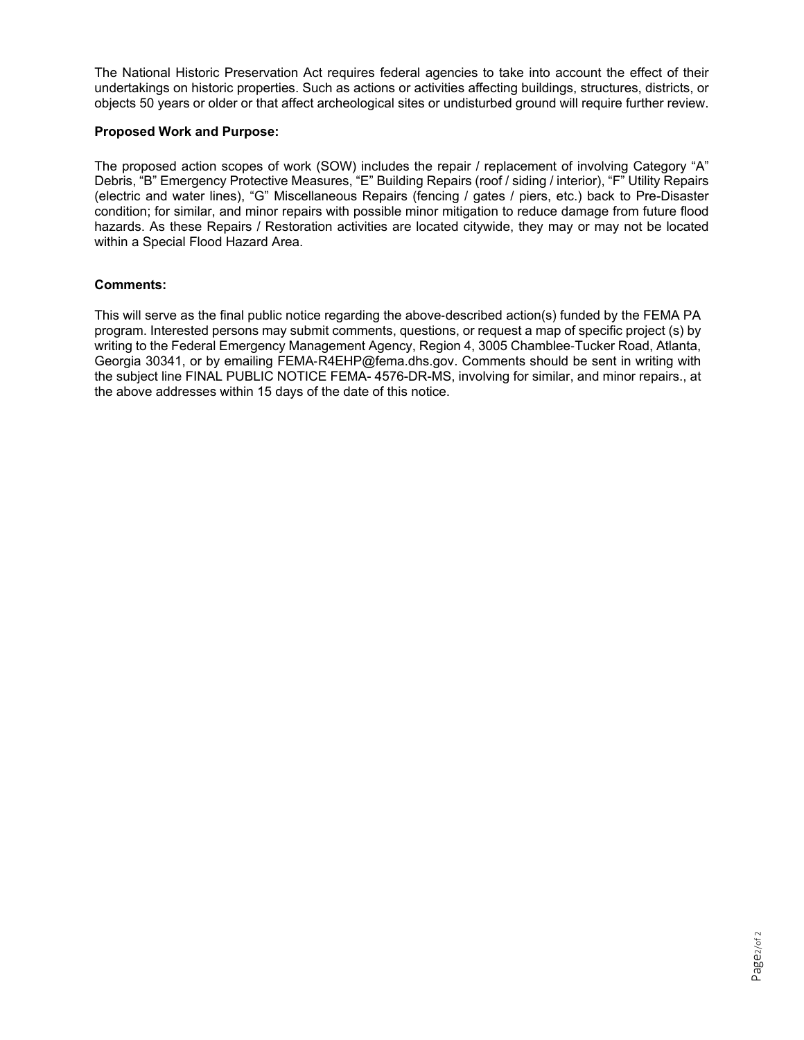The National Historic Preservation Act requires federal agencies to take into account the effect of their undertakings on historic properties. Such as actions or activities affecting buildings, structures, districts, or objects 50 years or older or that affect archeological sites or undisturbed ground will require further review.

**Proposed Work and Purpose:**

The proposed action scopes of work (SOW) includes the repair / replacement of involving Category "A" Debris, "B" Emergency Protective Measures, "E" Building Repairs (roof / siding / interior), "F" Utility Repairs (electric and water lines), "G" Miscellaneous Repairs (fencing / gates / piers, etc.) back to Pre-Disaster condition; for similar, and minor repairs with possible minor mitigation to reduce damage from future flood hazards. As these Repairs / Restoration activities are located citywide, they may or may not be located within a Special Flood Hazard Area.

**Comments:**

This will serve as the final public notice regarding the above-described action(s) funded by the FEMA PA program. Interested persons may submit comments, questions, or request a map of specific project (s) by writing to the Federal Emergency Management Agency, Region 4, 3005 Chamblee-Tucker Road, Atlanta, Georgia 30341, or by emailing FEMA-R4EHP@fema.dhs.gov. Comments should be sent in writing with the subject line FINAL PUBLIC NOTICE FEMA- 4576-DR-MS, involving for similar, and minor repairs., at the above addresses within 15 days of the date of this notice.